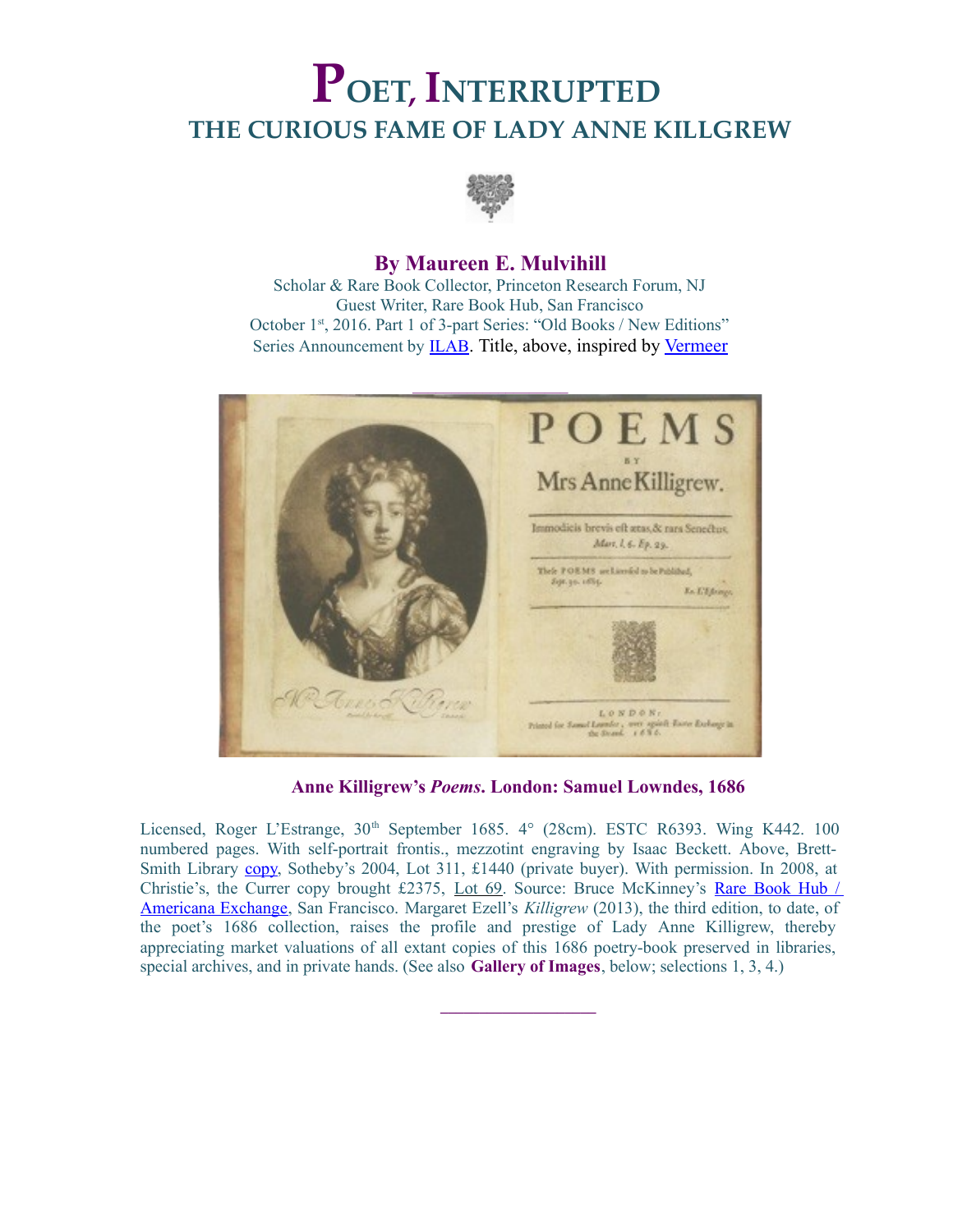# POET, INTERRUPTED

## THE CURIOUS FAME OF LADY ANNE KILLGREW

### By Maureen E. Mulvihill

Scholar & Rare Book Collector, Princeton Research Forum, NJ
Guest Writer, Rare Book Hub, San Francisco
October 1st, 2016. Part 1 of 3-part Series: "Old Books / New Editions"
Series Announcement by ILAB. Title, above, inspired by Vermeer

**Anne Killigrew's *Poems*. London: Samuel Lowndes, 1686**

Licensed, Roger L'Estrange, 30th September 1685. 4° (28cm). ESTC R6393. Wing K442. 100 numbered pages. With self-portrait frontis., mezzotint engraving by Isaac Beckett. Above, Brett-Smith Library copy, Sotheby's 2004, Lot 311, £1440 (private buyer). With permission. In 2008, at Christie's, the Currer copy brought £2375, Lot 69. Source: Bruce McKinney's Rare Book Hub / Americana Exchange, San Francisco. Margaret Ezell's *Killigrew* (2013), the third edition, to date, of the poet's 1686 collection, raises the profile and prestige of Lady Anne Killigrew, thereby appreciating market valuations of all extant copies of this 1686 poetry-book preserved in libraries, special archives, and in private hands. (See also **Gallery of Images**, below; selections 1, 3, 4.)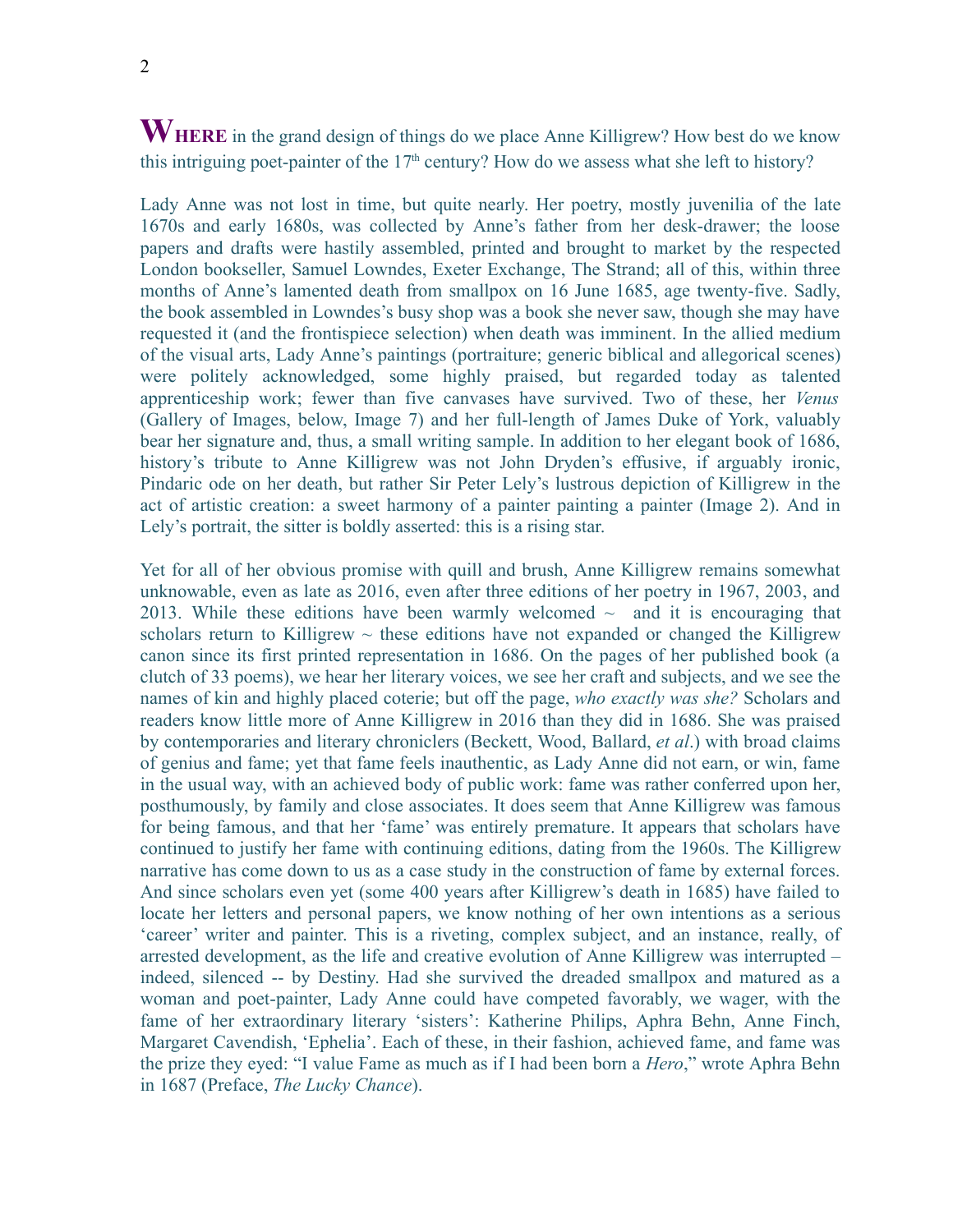**WHERE** in the grand design of things do we place Anne Killigrew? How best do we know this intriguing poet-painter of the 17th century? How do we assess what she left to history?

Lady Anne was not lost in time, but quite nearly. Her poetry, mostly juvenilia of the late 1670s and early 1680s, was collected by Anne's father from her desk-drawer; the loose papers and drafts were hastily assembled, printed and brought to market by the respected London bookseller, Samuel Lowndes, Exeter Exchange, The Strand; all of this, within three months of Anne's lamented death from smallpox on 16 June 1685, age twenty-five. Sadly, the book assembled in Lowndes's busy shop was a book she never saw, though she may have requested it (and the frontispiece selection) when death was imminent. In the allied medium of the visual arts, Lady Anne's paintings (portraiture; generic biblical and allegorical scenes) were politely acknowledged, some highly praised, but regarded today as talented apprenticeship work; fewer than five canvases have survived. Two of these, her *Venus* (Gallery of Images, below, Image 7) and her full-length of James Duke of York, valuably bear her signature and, thus, a small writing sample. In addition to her elegant book of 1686, history's tribute to Anne Killigrew was not John Dryden's effusive, if arguably ironic, Pindaric ode on her death, but rather Sir Peter Lely's lustrous depiction of Killigrew in the act of artistic creation: a sweet harmony of a painter painting a painter (Image 2). And in Lely's portrait, the sitter is boldly asserted: this is a rising star.

Yet for all of her obvious promise with quill and brush, Anne Killigrew remains somewhat unknowable, even as late as 2016, even after three editions of her poetry in 1967, 2003, and 2013. While these editions have been warmly welcomed ~ and it is encouraging that scholars return to Killigrew ~ these editions have not expanded or changed the Killigrew canon since its first printed representation in 1686. On the pages of her published book (a clutch of 33 poems), we hear her literary voices, we see her craft and subjects, and we see the names of kin and highly placed coterie; but off the page, *who exactly was she?* Scholars and readers know little more of Anne Killigrew in 2016 than they did in 1686. She was praised by contemporaries and literary chroniclers (Beckett, Wood, Ballard, *et al*.) with broad claims of genius and fame; yet that fame feels inauthentic, as Lady Anne did not earn, or win, fame in the usual way, with an achieved body of public work: fame was rather conferred upon her, posthumously, by family and close associates. It does seem that Anne Killigrew was famous for being famous, and that her 'fame' was entirely premature. It appears that scholars have continued to justify her fame with continuing editions, dating from the 1960s. The Killigrew narrative has come down to us as a case study in the construction of fame by external forces. And since scholars even yet (some 400 years after Killigrew's death in 1685) have failed to locate her letters and personal papers, we know nothing of her own intentions as a serious 'career' writer and painter. This is a riveting, complex subject, and an instance, really, of arrested development, as the life and creative evolution of Anne Killigrew was interrupted – indeed, silenced -- by Destiny. Had she survived the dreaded smallpox and matured as a woman and poet-painter, Lady Anne could have competed favorably, we wager, with the fame of her extraordinary literary 'sisters': Katherine Philips, Aphra Behn, Anne Finch, Margaret Cavendish, 'Ephelia'. Each of these, in their fashion, achieved fame, and fame was the prize they eyed: "I value Fame as much as if I had been born a *Hero*," wrote Aphra Behn in 1687 (Preface, *The Lucky Chance*).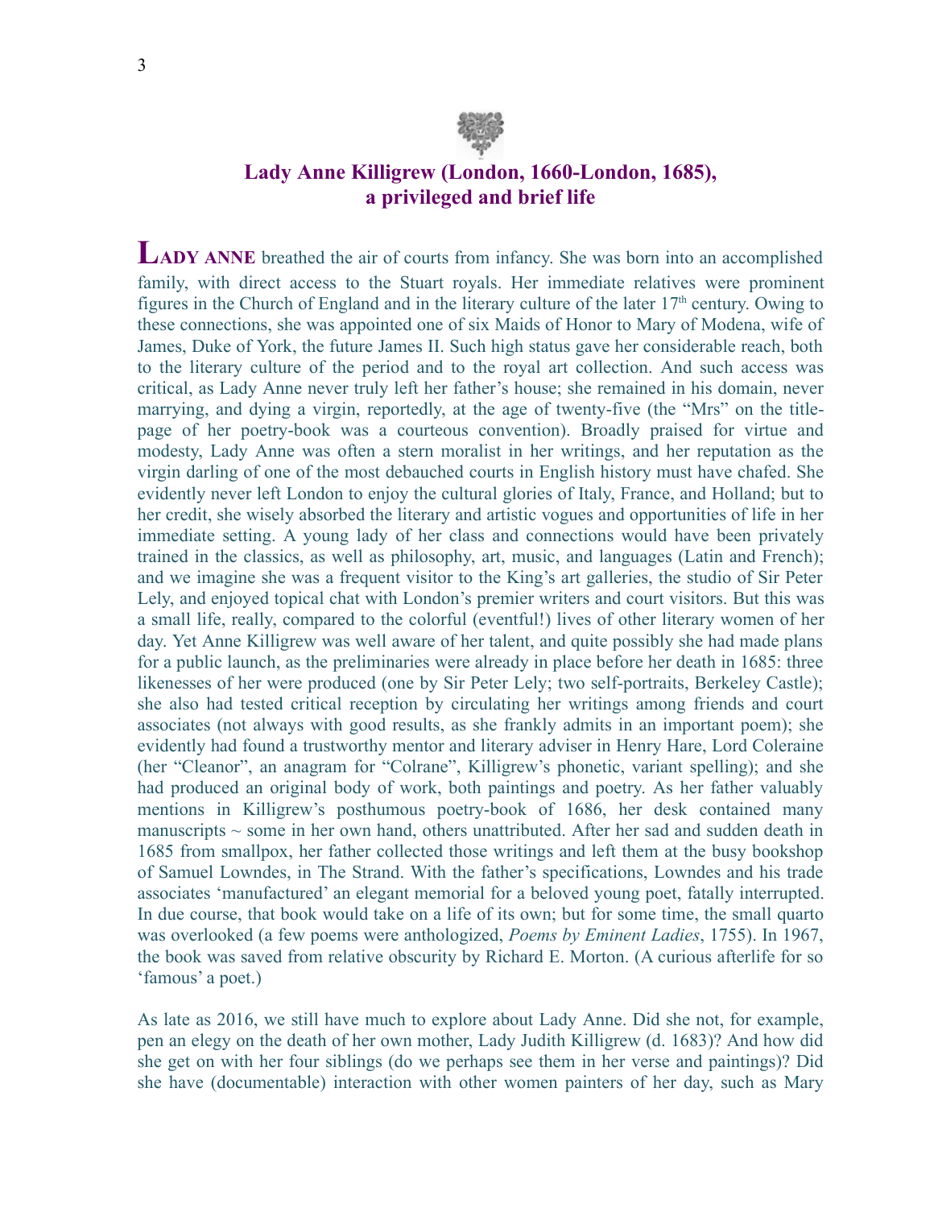## Lady Anne Killigrew (London, 1660-London, 1685), a privileged and brief life

**LADY ANNE** breathed the air of courts from infancy. She was born into an accomplished family, with direct access to the Stuart royals. Her immediate relatives were prominent figures in the Church of England and in the literary culture of the later 17th century. Owing to these connections, she was appointed one of six Maids of Honor to Mary of Modena, wife of James, Duke of York, the future James II. Such high status gave her considerable reach, both to the literary culture of the period and to the royal art collection. And such access was critical, as Lady Anne never truly left her father's house; she remained in his domain, never marrying, and dying a virgin, reportedly, at the age of twenty-five (the "Mrs" on the title-page of her poetry-book was a courteous convention). Broadly praised for virtue and modesty, Lady Anne was often a stern moralist in her writings, and her reputation as the virgin darling of one of the most debauched courts in English history must have chafed. She evidently never left London to enjoy the cultural glories of Italy, France, and Holland; but to her credit, she wisely absorbed the literary and artistic vogues and opportunities of life in her immediate setting. A young lady of her class and connections would have been privately trained in the classics, as well as philosophy, art, music, and languages (Latin and French); and we imagine she was a frequent visitor to the King's art galleries, the studio of Sir Peter Lely, and enjoyed topical chat with London's premier writers and court visitors. But this was a small life, really, compared to the colorful (eventful!) lives of other literary women of her day. Yet Anne Killigrew was well aware of her talent, and quite possibly she had made plans for a public launch, as the preliminaries were already in place before her death in 1685: three likenesses of her were produced (one by Sir Peter Lely; two self-portraits, Berkeley Castle); she also had tested critical reception by circulating her writings among friends and court associates (not always with good results, as she frankly admits in an important poem); she evidently had found a trustworthy mentor and literary adviser in Henry Hare, Lord Coleraine (her "Cleanor", an anagram for "Colrane", Killigrew's phonetic, variant spelling); and she had produced an original body of work, both paintings and poetry. As her father valuably mentions in Killigrew's posthumous poetry-book of 1686, her desk contained many manuscripts ~ some in her own hand, others unattributed. After her sad and sudden death in 1685 from smallpox, her father collected those writings and left them at the busy bookshop of Samuel Lowndes, in The Strand. With the father's specifications, Lowndes and his trade associates 'manufactured' an elegant memorial for a beloved young poet, fatally interrupted. In due course, that book would take on a life of its own; but for some time, the small quarto was overlooked (a few poems were anthologized, *Poems by Eminent Ladies*, 1755). In 1967, the book was saved from relative obscurity by Richard E. Morton. (A curious afterlife for so 'famous' a poet.)

As late as 2016, we still have much to explore about Lady Anne. Did she not, for example, pen an elegy on the death of her own mother, Lady Judith Killigrew (d. 1683)? And how did she get on with her four siblings (do we perhaps see them in her verse and paintings)? Did she have (documentable) interaction with other women painters of her day, such as Mary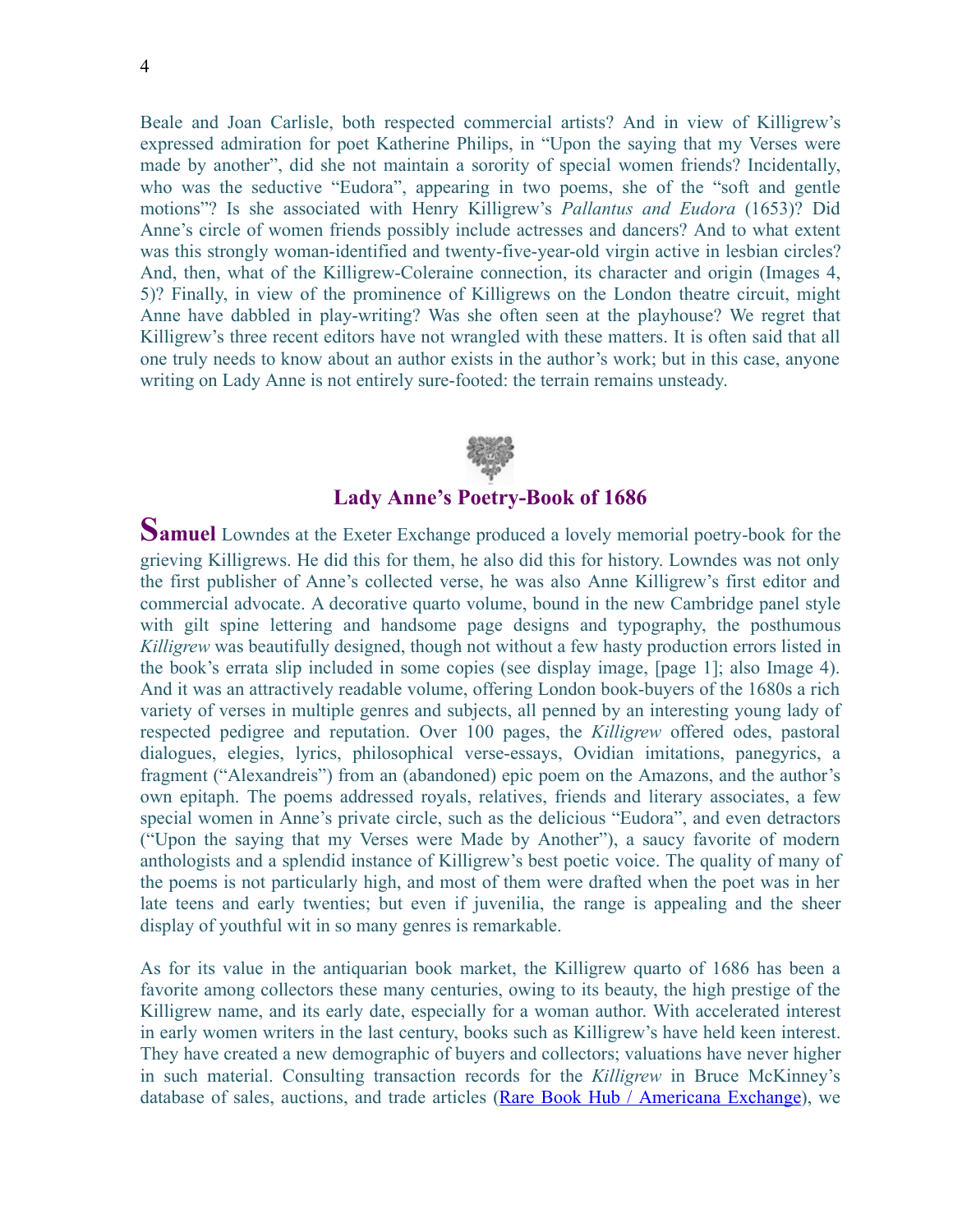Beale and Joan Carlisle, both respected commercial artists? And in view of Killigrew's expressed admiration for poet Katherine Philips, in "Upon the saying that my Verses were made by another", did she not maintain a sorority of special women friends? Incidentally, who was the seductive "Eudora", appearing in two poems, she of the "soft and gentle motions"? Is she associated with Henry Killigrew's *Pallantus and Eudora* (1653)? Did Anne's circle of women friends possibly include actresses and dancers? And to what extent was this strongly woman-identified and twenty-five-year-old virgin active in lesbian circles? And, then, what of the Killigrew-Coleraine connection, its character and origin (Images 4, 5)? Finally, in view of the prominence of Killigrews on the London theatre circuit, might Anne have dabbled in play-writing? Was she often seen at the playhouse? We regret that Killigrew's three recent editors have not wrangled with these matters. It is often said that all one truly needs to know about an author exists in the author's work; but in this case, anyone writing on Lady Anne is not entirely sure-footed: the terrain remains unsteady.

## Lady Anne's Poetry-Book of 1686

**Samuel** Lowndes at the Exeter Exchange produced a lovely memorial poetry-book for the grieving Killigrews. He did this for them, he also did this for history. Lowndes was not only the first publisher of Anne's collected verse, he was also Anne Killigrew's first editor and commercial advocate. A decorative quarto volume, bound in the new Cambridge panel style with gilt spine lettering and handsome page designs and typography, the posthumous *Killigrew* was beautifully designed, though not without a few hasty production errors listed in the book's errata slip included in some copies (see display image, [page 1]; also Image 4). And it was an attractively readable volume, offering London book-buyers of the 1680s a rich variety of verses in multiple genres and subjects, all penned by an interesting young lady of respected pedigree and reputation. Over 100 pages, the *Killigrew* offered odes, pastoral dialogues, elegies, lyrics, philosophical verse-essays, Ovidian imitations, panegyrics, a fragment ("Alexandreis") from an (abandoned) epic poem on the Amazons, and the author's own epitaph. The poems addressed royals, relatives, friends and literary associates, a few special women in Anne's private circle, such as the delicious "Eudora", and even detractors ("Upon the saying that my Verses were Made by Another"), a saucy favorite of modern anthologists and a splendid instance of Killigrew's best poetic voice. The quality of many of the poems is not particularly high, and most of them were drafted when the poet was in her late teens and early twenties; but even if juvenilia, the range is appealing and the sheer display of youthful wit in so many genres is remarkable.

As for its value in the antiquarian book market, the Killigrew quarto of 1686 has been a favorite among collectors these many centuries, owing to its beauty, the high prestige of the Killigrew name, and its early date, especially for a woman author. With accelerated interest in early women writers in the last century, books such as Killigrew's have held keen interest. They have created a new demographic of buyers and collectors; valuations have never higher in such material. Consulting transaction records for the *Killigrew* in Bruce McKinney's database of sales, auctions, and trade articles (Rare Book Hub / Americana Exchange), we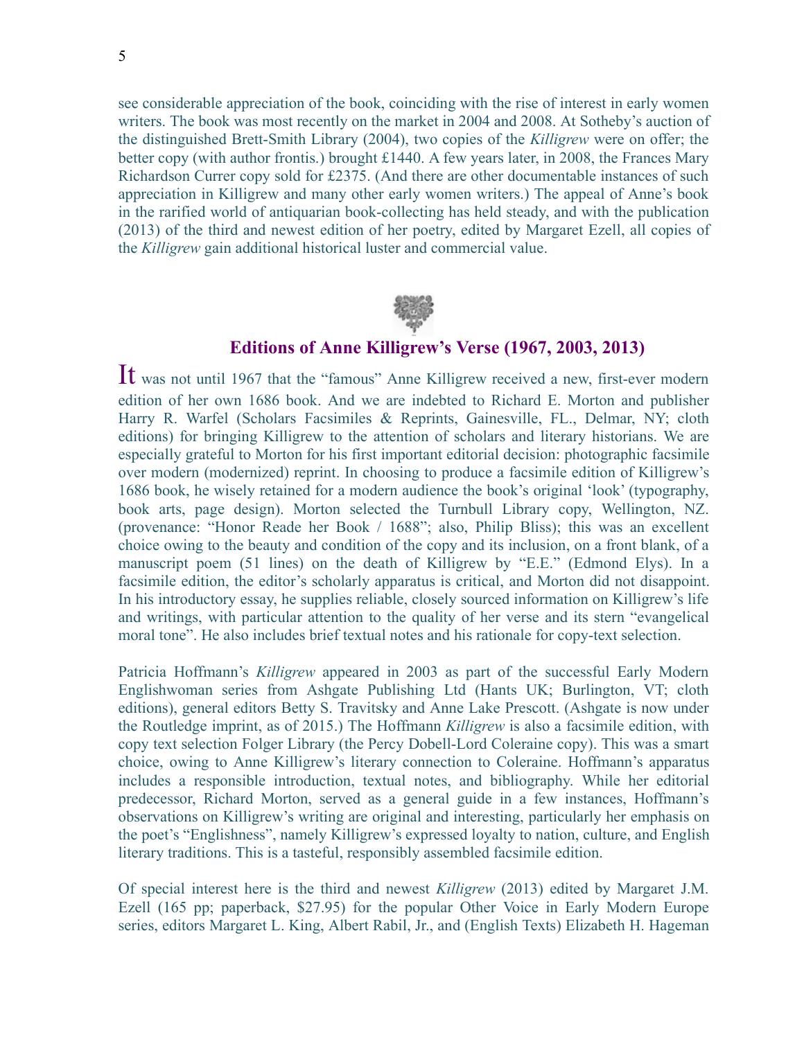see considerable appreciation of the book, coinciding with the rise of interest in early women writers. The book was most recently on the market in 2004 and 2008. At Sotheby's auction of the distinguished Brett-Smith Library (2004), two copies of the *Killigrew* were on offer; the better copy (with author frontis.) brought £1440. A few years later, in 2008, the Frances Mary Richardson Currer copy sold for £2375. (And there are other documentable instances of such appreciation in Killigrew and many other early women writers.) The appeal of Anne's book in the rarified world of antiquarian book-collecting has held steady, and with the publication (2013) of the third and newest edition of her poetry, edited by Margaret Ezell, all copies of the *Killigrew* gain additional historical luster and commercial value.

## Editions of Anne Killigrew's Verse (1967, 2003, 2013)

It was not until 1967 that the "famous" Anne Killigrew received a new, first-ever modern edition of her own 1686 book. And we are indebted to Richard E. Morton and publisher Harry R. Warfel (Scholars Facsimiles & Reprints, Gainesville, FL., Delmar, NY; cloth editions) for bringing Killigrew to the attention of scholars and literary historians. We are especially grateful to Morton for his first important editorial decision: photographic facsimile over modern (modernized) reprint. In choosing to produce a facsimile edition of Killigrew's 1686 book, he wisely retained for a modern audience the book's original 'look' (typography, book arts, page design). Morton selected the Turnbull Library copy, Wellington, NZ. (provenance: "Honor Reade her Book / 1688"; also, Philip Bliss); this was an excellent choice owing to the beauty and condition of the copy and its inclusion, on a front blank, of a manuscript poem (51 lines) on the death of Killigrew by "E.E." (Edmond Elys). In a facsimile edition, the editor's scholarly apparatus is critical, and Morton did not disappoint. In his introductory essay, he supplies reliable, closely sourced information on Killigrew's life and writings, with particular attention to the quality of her verse and its stern "evangelical moral tone". He also includes brief textual notes and his rationale for copy-text selection.

Patricia Hoffmann's *Killigrew* appeared in 2003 as part of the successful Early Modern Englishwoman series from Ashgate Publishing Ltd (Hants UK; Burlington, VT; cloth editions), general editors Betty S. Travitsky and Anne Lake Prescott. (Ashgate is now under the Routledge imprint, as of 2015.) The Hoffmann *Killigrew* is also a facsimile edition, with copy text selection Folger Library (the Percy Dobell-Lord Coleraine copy). This was a smart choice, owing to Anne Killigrew's literary connection to Coleraine. Hoffmann's apparatus includes a responsible introduction, textual notes, and bibliography. While her editorial predecessor, Richard Morton, served as a general guide in a few instances, Hoffmann's observations on Killigrew's writing are original and interesting, particularly her emphasis on the poet's "Englishness", namely Killigrew's expressed loyalty to nation, culture, and English literary traditions. This is a tasteful, responsibly assembled facsimile edition.

Of special interest here is the third and newest *Killigrew* (2013) edited by Margaret J.M. Ezell (165 pp; paperback, $27.95) for the popular Other Voice in Early Modern Europe series, editors Margaret L. King, Albert Rabil, Jr., and (English Texts) Elizabeth H. Hageman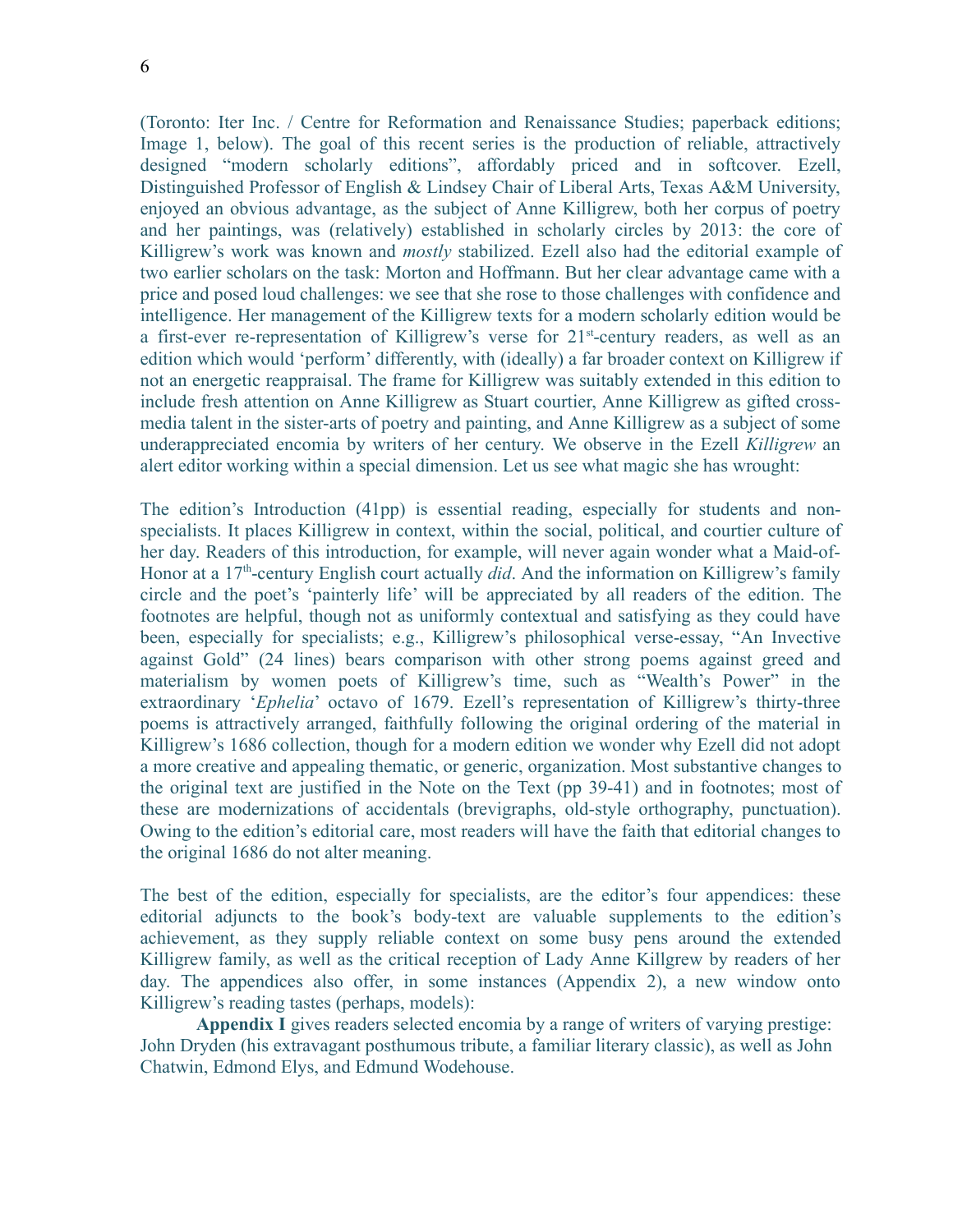(Toronto: Iter Inc. / Centre for Reformation and Renaissance Studies; paperback editions; Image 1, below). The goal of this recent series is the production of reliable, attractively designed "modern scholarly editions", affordably priced and in softcover. Ezell, Distinguished Professor of English & Lindsey Chair of Liberal Arts, Texas A&M University, enjoyed an obvious advantage, as the subject of Anne Killigrew, both her corpus of poetry and her paintings, was (relatively) established in scholarly circles by 2013: the core of Killigrew's work was known and *mostly* stabilized. Ezell also had the editorial example of two earlier scholars on the task: Morton and Hoffmann. But her clear advantage came with a price and posed loud challenges: we see that she rose to those challenges with confidence and intelligence. Her management of the Killigrew texts for a modern scholarly edition would be a first-ever re-representation of Killigrew's verse for 21st-century readers, as well as an edition which would 'perform' differently, with (ideally) a far broader context on Killigrew if not an energetic reappraisal. The frame for Killigrew was suitably extended in this edition to include fresh attention on Anne Killigrew as Stuart courtier, Anne Killigrew as gifted cross-media talent in the sister-arts of poetry and painting, and Anne Killigrew as a subject of some underappreciated encomia by writers of her century. We observe in the Ezell *Killigrew* an alert editor working within a special dimension. Let us see what magic she has wrought:

The edition's Introduction (41pp) is essential reading, especially for students and non-specialists. It places Killigrew in context, within the social, political, and courtier culture of her day. Readers of this introduction, for example, will never again wonder what a Maid-of-Honor at a 17th-century English court actually *did*. And the information on Killigrew's family circle and the poet's 'painterly life' will be appreciated by all readers of the edition. The footnotes are helpful, though not as uniformly contextual and satisfying as they could have been, especially for specialists; e.g., Killigrew's philosophical verse-essay, "An Invective against Gold" (24 lines) bears comparison with other strong poems against greed and materialism by women poets of Killigrew's time, such as "Wealth's Power" in the extraordinary '*Ephelia*' octavo of 1679. Ezell's representation of Killigrew's thirty-three poems is attractively arranged, faithfully following the original ordering of the material in Killigrew's 1686 collection, though for a modern edition we wonder why Ezell did not adopt a more creative and appealing thematic, or generic, organization. Most substantive changes to the original text are justified in the Note on the Text (pp 39-41) and in footnotes; most of these are modernizations of accidentals (brevigraphs, old-style orthography, punctuation). Owing to the edition's editorial care, most readers will have the faith that editorial changes to the original 1686 do not alter meaning.

The best of the edition, especially for specialists, are the editor's four appendices: these editorial adjuncts to the book's body-text are valuable supplements to the edition's achievement, as they supply reliable context on some busy pens around the extended Killigrew family, as well as the critical reception of Lady Anne Killgrew by readers of her day. The appendices also offer, in some instances (Appendix 2), a new window onto Killigrew's reading tastes (perhaps, models):

**Appendix I** gives readers selected encomia by a range of writers of varying prestige: John Dryden (his extravagant posthumous tribute, a familiar literary classic), as well as John Chatwin, Edmond Elys, and Edmund Wodehouse.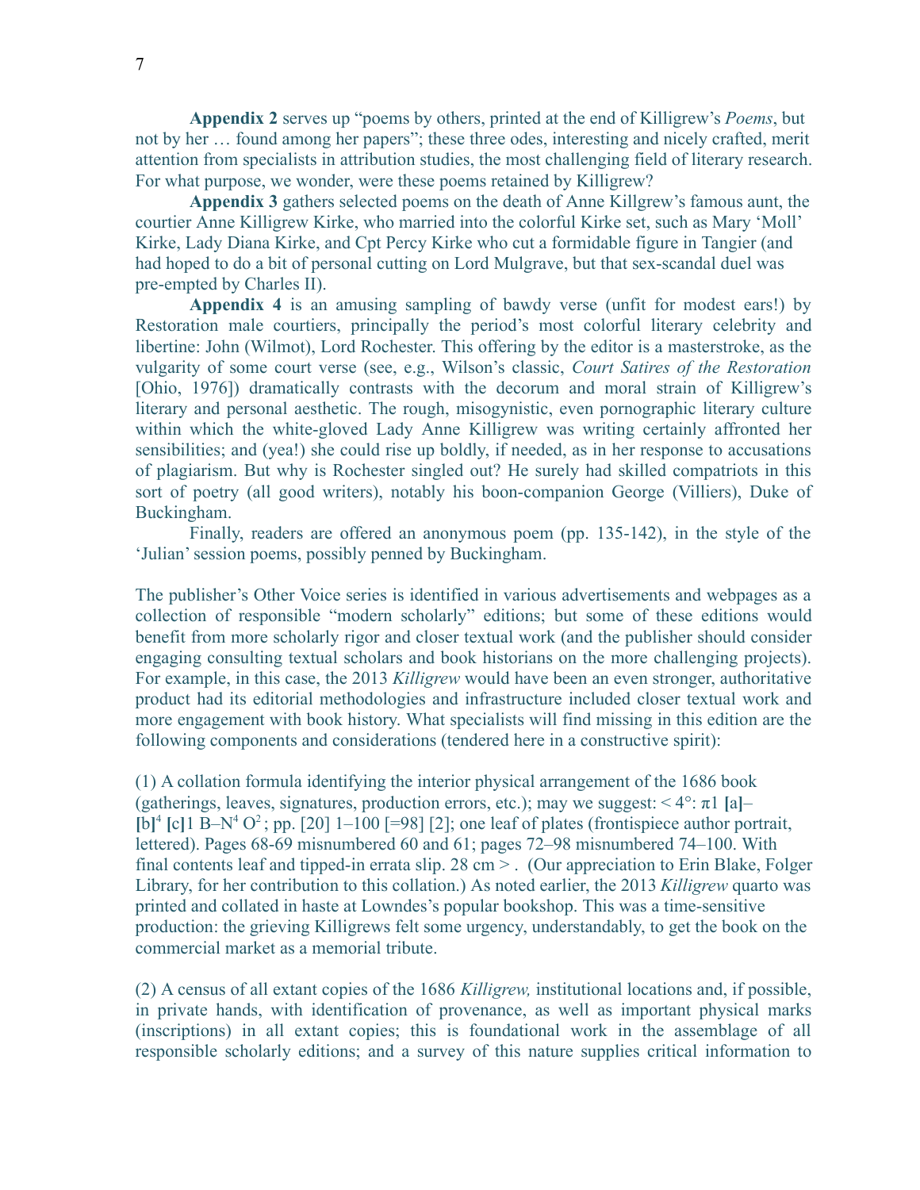**Appendix 2** serves up "poems by others, printed at the end of Killigrew's *Poems*, but not by her … found among her papers"; these three odes, interesting and nicely crafted, merit attention from specialists in attribution studies, the most challenging field of literary research. For what purpose, we wonder, were these poems retained by Killigrew?

**Appendix 3** gathers selected poems on the death of Anne Killgrew's famous aunt, the courtier Anne Killigrew Kirke, who married into the colorful Kirke set, such as Mary 'Moll' Kirke, Lady Diana Kirke, and Cpt Percy Kirke who cut a formidable figure in Tangier (and had hoped to do a bit of personal cutting on Lord Mulgrave, but that sex-scandal duel was pre-empted by Charles II).

**Appendix 4** is an amusing sampling of bawdy verse (unfit for modest ears!) by Restoration male courtiers, principally the period's most colorful literary celebrity and libertine: John (Wilmot), Lord Rochester. This offering by the editor is a masterstroke, as the vulgarity of some court verse (see, e.g., Wilson's classic, *Court Satires of the Restoration* [Ohio, 1976]) dramatically contrasts with the decorum and moral strain of Killigrew's literary and personal aesthetic. The rough, misogynistic, even pornographic literary culture within which the white-gloved Lady Anne Killigrew was writing certainly affronted her sensibilities; and (yea!) she could rise up boldly, if needed, as in her response to accusations of plagiarism. But why is Rochester singled out? He surely had skilled compatriots in this sort of poetry (all good writers), notably his boon-companion George (Villiers), Duke of Buckingham.

Finally, readers are offered an anonymous poem (pp. 135-142), in the style of the 'Julian' session poems, possibly penned by Buckingham.

The publisher's Other Voice series is identified in various advertisements and webpages as a collection of responsible "modern scholarly" editions; but some of these editions would benefit from more scholarly rigor and closer textual work (and the publisher should consider engaging consulting textual scholars and book historians on the more challenging projects). For example, in this case, the 2013 *Killigrew* would have been an even stronger, authoritative product had its editorial methodologies and infrastructure included closer textual work and more engagement with book history. What specialists will find missing in this edition are the following components and considerations (tendered here in a constructive spirit):

(1) A collation formula identifying the interior physical arrangement of the 1686 book (gatherings, leaves, signatures, production errors, etc.); may we suggest: < 4°: π1 **[**a**]**–**[**b**]**$^4$ **[**c**]**1 B–N$^4$ O$^2$; pp. [20] 1–100 [=98] [2]; one leaf of plates (frontispiece author portrait, lettered). Pages 68-69 misnumbered 60 and 61; pages 72–98 misnumbered 74–100. With final contents leaf and tipped-in errata slip. 28 cm > . (Our appreciation to Erin Blake, Folger Library, for her contribution to this collation.) As noted earlier, the 2013 *Killigrew* quarto was printed and collated in haste at Lowndes's popular bookshop. This was a time-sensitive production: the grieving Killigrews felt some urgency, understandably, to get the book on the commercial market as a memorial tribute.

(2) A census of all extant copies of the 1686 *Killigrew,* institutional locations and, if possible, in private hands, with identification of provenance, as well as important physical marks (inscriptions) in all extant copies; this is foundational work in the assemblage of all responsible scholarly editions; and a survey of this nature supplies critical information to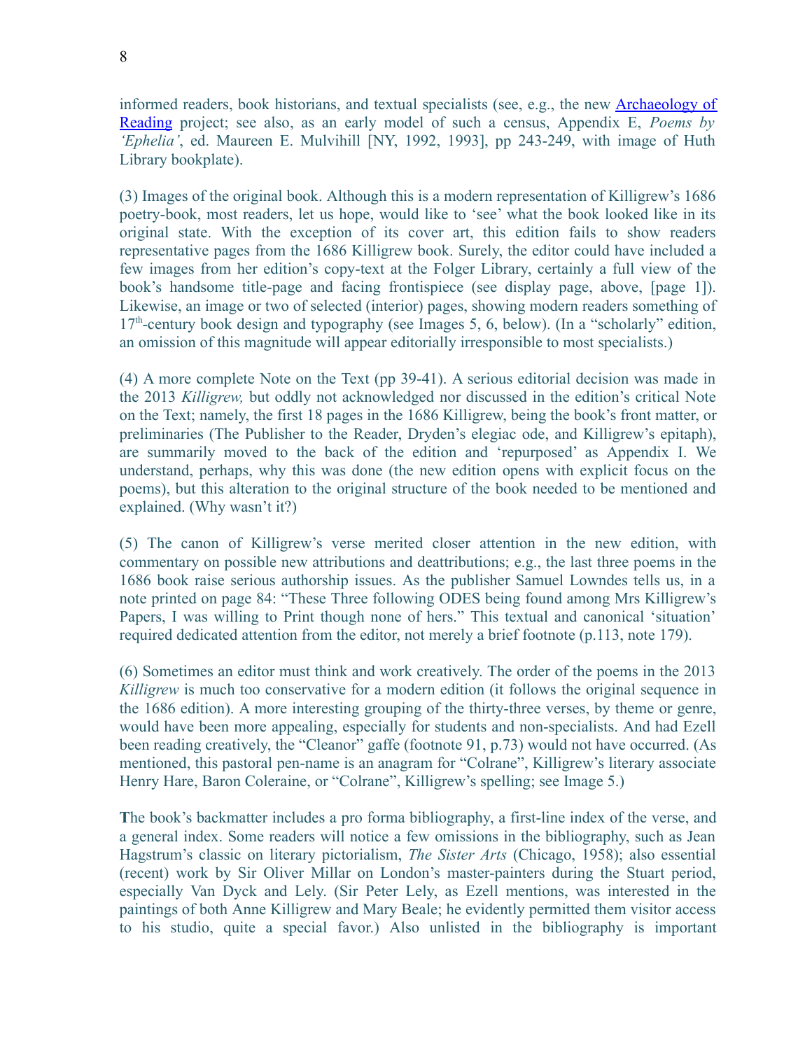informed readers, book historians, and textual specialists (see, e.g., the new [Archaeology of Reading](#) project; see also, as an early model of such a census, Appendix E, *Poems by 'Ephelia'*, ed. Maureen E. Mulvihill [NY, 1992, 1993], pp 243-249, with image of Huth Library bookplate).

(3) Images of the original book. Although this is a modern representation of Killigrew's 1686 poetry-book, most readers, let us hope, would like to 'see' what the book looked like in its original state. With the exception of its cover art, this edition fails to show readers representative pages from the 1686 Killigrew book. Surely, the editor could have included a few images from her edition's copy-text at the Folger Library, certainly a full view of the book's handsome title-page and facing frontispiece (see display page, above, [page 1]). Likewise, an image or two of selected (interior) pages, showing modern readers something of 17th-century book design and typography (see Images 5, 6, below). (In a "scholarly" edition, an omission of this magnitude will appear editorially irresponsible to most specialists.)

(4) A more complete Note on the Text (pp 39-41). A serious editorial decision was made in the 2013 *Killigrew,* but oddly not acknowledged nor discussed in the edition's critical Note on the Text; namely, the first 18 pages in the 1686 Killigrew, being the book's front matter, or preliminaries (The Publisher to the Reader, Dryden's elegiac ode, and Killigrew's epitaph), are summarily moved to the back of the edition and 'repurposed' as Appendix I. We understand, perhaps, why this was done (the new edition opens with explicit focus on the poems), but this alteration to the original structure of the book needed to be mentioned and explained. (Why wasn't it?)

(5) The canon of Killigrew's verse merited closer attention in the new edition, with commentary on possible new attributions and deattributions; e.g., the last three poems in the 1686 book raise serious authorship issues. As the publisher Samuel Lowndes tells us, in a note printed on page 84: "These Three following ODES being found among Mrs Killigrew's Papers, I was willing to Print though none of hers." This textual and canonical 'situation' required dedicated attention from the editor, not merely a brief footnote (p.113, note 179).

(6) Sometimes an editor must think and work creatively. The order of the poems in the 2013 *Killigrew* is much too conservative for a modern edition (it follows the original sequence in the 1686 edition). A more interesting grouping of the thirty-three verses, by theme or genre, would have been more appealing, especially for students and non-specialists. And had Ezell been reading creatively, the "Cleanor" gaffe (footnote 91, p.73) would not have occurred. (As mentioned, this pastoral pen-name is an anagram for "Colrane", Killigrew's literary associate Henry Hare, Baron Coleraine, or "Colrane", Killigrew's spelling; see Image 5.)

**T**he book's backmatter includes a pro forma bibliography, a first-line index of the verse, and a general index. Some readers will notice a few omissions in the bibliography, such as Jean Hagstrum's classic on literary pictorialism, *The Sister Arts* (Chicago, 1958); also essential (recent) work by Sir Oliver Millar on London's master-painters during the Stuart period, especially Van Dyck and Lely. (Sir Peter Lely, as Ezell mentions, was interested in the paintings of both Anne Killigrew and Mary Beale; he evidently permitted them visitor access to his studio, quite a special favor.) Also unlisted in the bibliography is important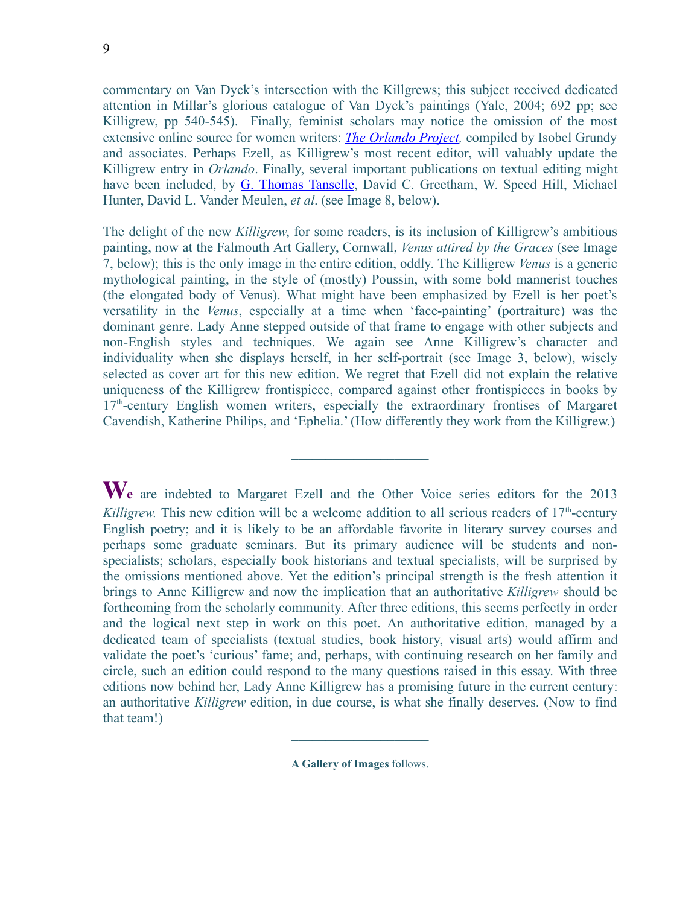commentary on Van Dyck's intersection with the Killgrews; this subject received dedicated attention in Millar's glorious catalogue of Van Dyck's paintings (Yale, 2004; 692 pp; see Killigrew, pp 540-545). Finally, feminist scholars may notice the omission of the most extensive online source for women writers: *The Orlando Project,* compiled by Isobel Grundy and associates. Perhaps Ezell, as Killigrew's most recent editor, will valuably update the Killigrew entry in *Orlando*. Finally, several important publications on textual editing might have been included, by G. Thomas Tanselle, David C. Greetham, W. Speed Hill, Michael Hunter, David L. Vander Meulen, *et al*. (see Image 8, below).

The delight of the new *Killigrew*, for some readers, is its inclusion of Killigrew's ambitious painting, now at the Falmouth Art Gallery, Cornwall, *Venus attired by the Graces* (see Image 7, below); this is the only image in the entire edition, oddly. The Killigrew *Venus* is a generic mythological painting, in the style of (mostly) Poussin, with some bold mannerist touches (the elongated body of Venus). What might have been emphasized by Ezell is her poet's versatility in the *Venus*, especially at a time when 'face-painting' (portraiture) was the dominant genre. Lady Anne stepped outside of that frame to engage with other subjects and non-English styles and techniques. We again see Anne Killigrew's character and individuality when she displays herself, in her self-portrait (see Image 3, below), wisely selected as cover art for this new edition. We regret that Ezell did not explain the relative uniqueness of the Killigrew frontispiece, compared against other frontispieces in books by 17th-century English women writers, especially the extraordinary frontises of Margaret Cavendish, Katherine Philips, and 'Ephelia.' (How differently they work from the Killigrew.)

---

**We** are indebted to Margaret Ezell and the Other Voice series editors for the 2013 *Killigrew.* This new edition will be a welcome addition to all serious readers of 17th-century English poetry; and it is likely to be an affordable favorite in literary survey courses and perhaps some graduate seminars. But its primary audience will be students and non-specialists; scholars, especially book historians and textual specialists, will be surprised by the omissions mentioned above. Yet the edition's principal strength is the fresh attention it brings to Anne Killigrew and now the implication that an authoritative *Killigrew* should be forthcoming from the scholarly community. After three editions, this seems perfectly in order and the logical next step in work on this poet. An authoritative edition, managed by a dedicated team of specialists (textual studies, book history, visual arts) would affirm and validate the poet's 'curious' fame; and, perhaps, with continuing research on her family and circle, such an edition could respond to the many questions raised in this essay. With three editions now behind her, Lady Anne Killigrew has a promising future in the current century: an authoritative *Killigrew* edition, in due course, is what she finally deserves. (Now to find that team!)

---

**A Gallery of Images** follows.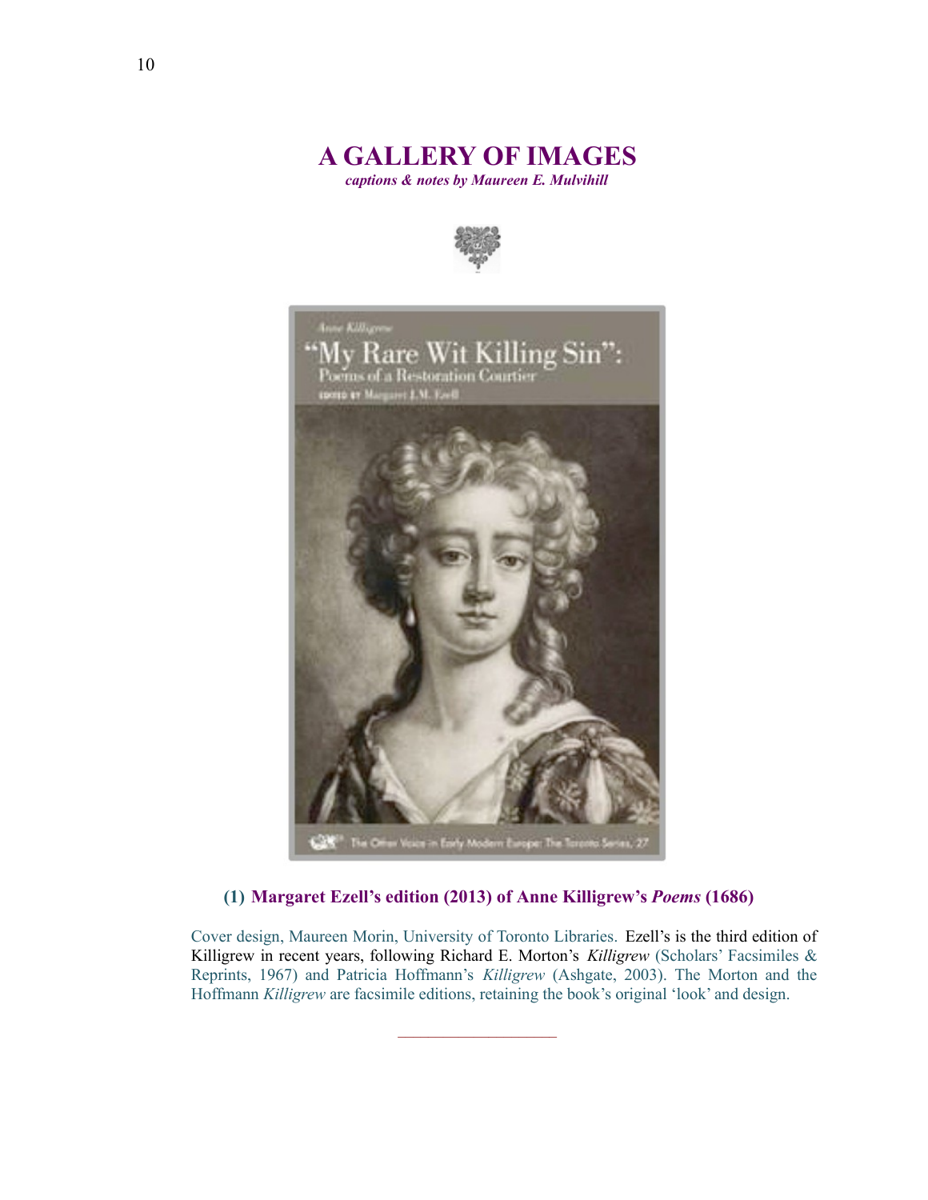# A GALLERY OF IMAGES

***captions & notes by Maureen E. Mulvihill***

## (1) Margaret Ezell's edition (2013) of Anne Killigrew's *Poems* (1686)

Cover design, Maureen Morin, University of Toronto Libraries. Ezell's is the third edition of Killigrew in recent years, following Richard E. Morton's *Killigrew* (Scholars' Facsimiles & Reprints, 1967) and Patricia Hoffmann's *Killigrew* (Ashgate, 2003). The Morton and the Hoffmann *Killigrew* are facsimile editions, retaining the book's original 'look' and design.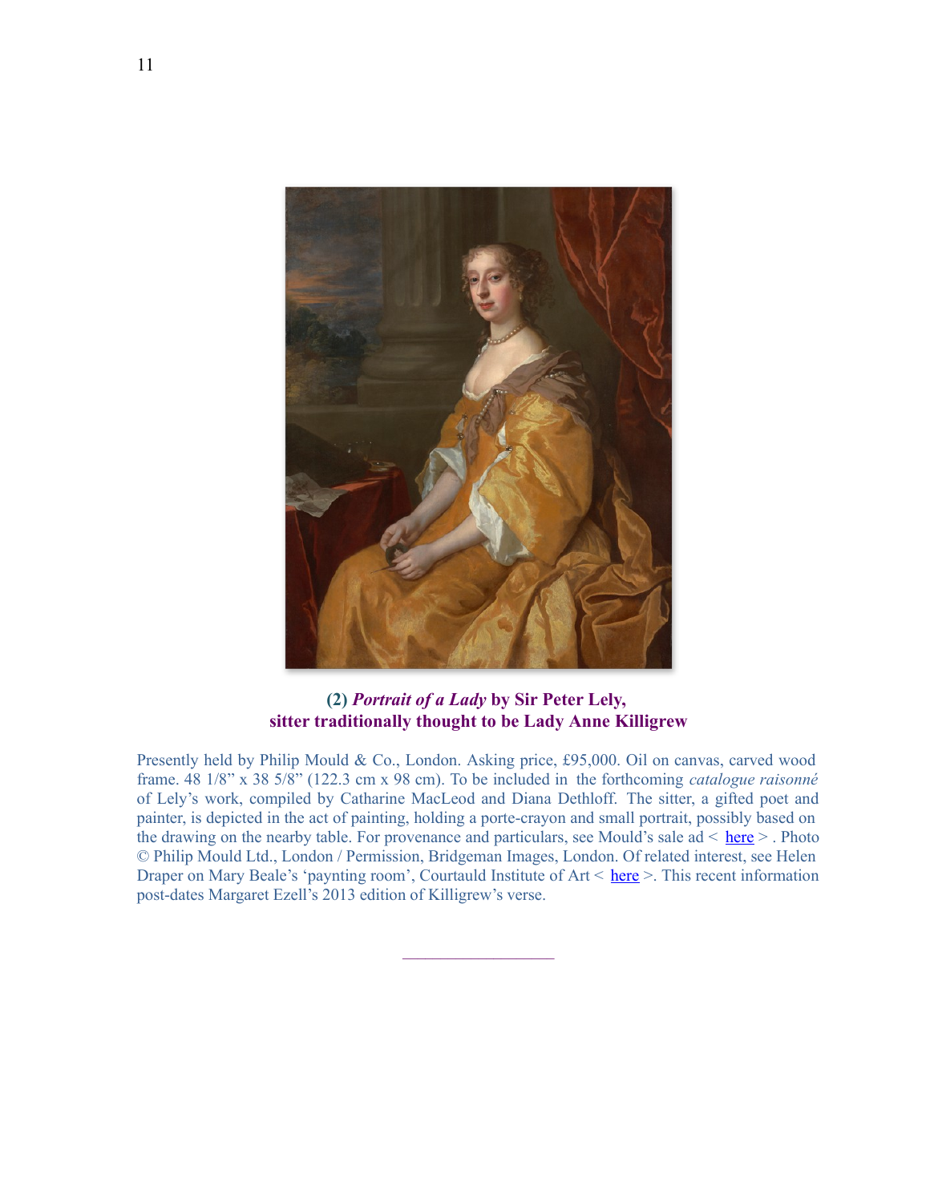**(2) *Portrait of a Lady* by Sir Peter Lely,
sitter traditionally thought to be Lady Anne Killigrew**

Presently held by Philip Mould & Co., London. Asking price, £95,000. Oil on canvas, carved wood frame. 48 1/8" x 38 5/8" (122.3 cm x 98 cm). To be included in the forthcoming *catalogue raisonné* of Lely's work, compiled by Catharine MacLeod and Diana Dethloff. The sitter, a gifted poet and painter, is depicted in the act of painting, holding a porte-crayon and small portrait, possibly based on the drawing on the nearby table. For provenance and particulars, see Mould's sale ad < here > . Photo © Philip Mould Ltd., London / Permission, Bridgeman Images, London. Of related interest, see Helen Draper on Mary Beale's 'paynting room', Courtauld Institute of Art < here >. This recent information post-dates Margaret Ezell's 2013 edition of Killigrew's verse.

---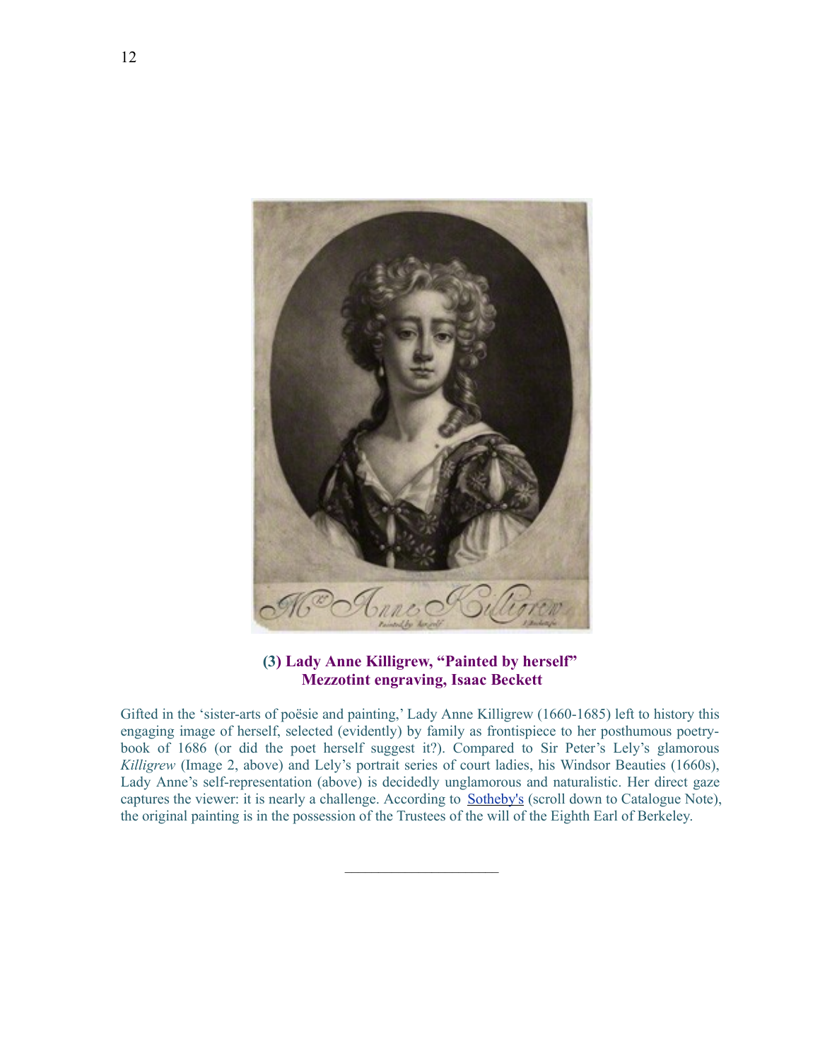**(3) Lady Anne Killigrew, "Painted by herself"**
**Mezzotint engraving, Isaac Beckett**

Gifted in the 'sister-arts of poësie and painting,' Lady Anne Killigrew (1660-1685) left to history this engaging image of herself, selected (evidently) by family as frontispiece to her posthumous poetry-book of 1686 (or did the poet herself suggest it?). Compared to Sir Peter's Lely's glamorous *Killigrew* (Image 2, above) and Lely's portrait series of court ladies, his Windsor Beauties (1660s), Lady Anne's self-representation (above) is decidedly unglamorous and naturalistic. Her direct gaze captures the viewer: it is nearly a challenge. According to [Sotheby's](#) (scroll down to Catalogue Note), the original painting is in the possession of the Trustees of the will of the Eighth Earl of Berkeley.

---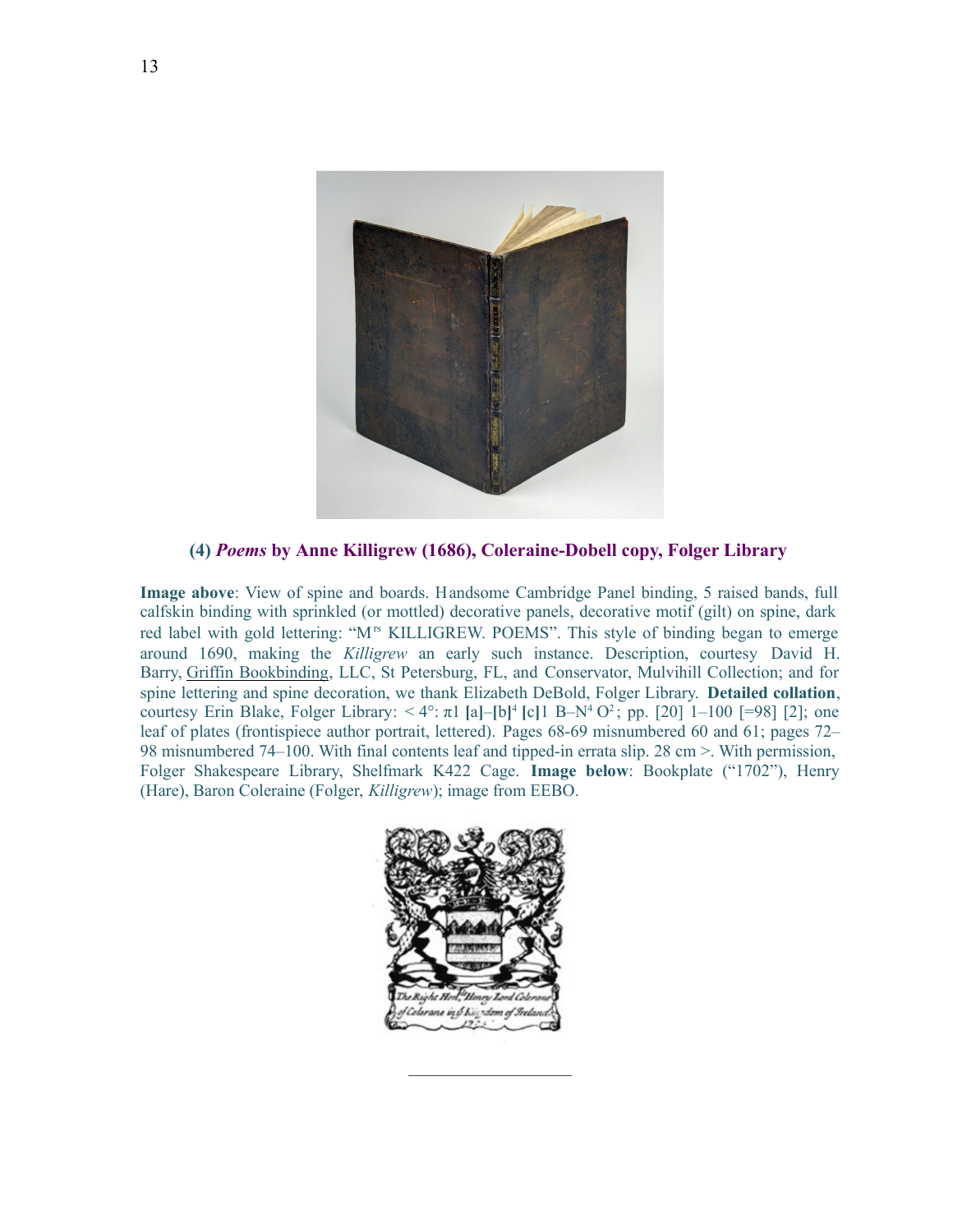**(4) *Poems* by Anne Killigrew (1686), Coleraine-Dobell copy, Folger Library**

**Image above**: View of spine and boards. Handsome Cambridge Panel binding, 5 raised bands, full calfskin binding with sprinkled (or mottled) decorative panels, decorative motif (gilt) on spine, dark red label with gold lettering: "M[rs] KILLIGREW. POEMS". This style of binding began to emerge around 1690, making the *Killigrew* an early such instance. Description, courtesy David H. Barry, Griffin Bookbinding, LLC, St Petersburg, FL, and Conservator, Mulvihill Collection; and for spine lettering and spine decoration, we thank Elizabeth DeBold, Folger Library. **Detailed collation**, courtesy Erin Blake, Folger Library: < 4°: π1 **[**a**]**–**[**b**]**$^4$ **[**c**]**1 B–N$^4$ O$^2$; pp. [20] 1–100 [=98] [2]; one leaf of plates (frontispiece author portrait, lettered). Pages 68-69 misnumbered 60 and 61; pages 72–98 misnumbered 74–100. With final contents leaf and tipped-in errata slip. 28 cm >. With permission, Folger Shakespeare Library, Shelfmark K422 Cage. **Image below**: Bookplate ("1702"), Henry (Hare), Baron Coleraine (Folger, *Killigrew*); image from EEBO.

The Right Hon.ble Henry Lord Colerane of Colerane in ye Kingdom of Ireland. 1702

---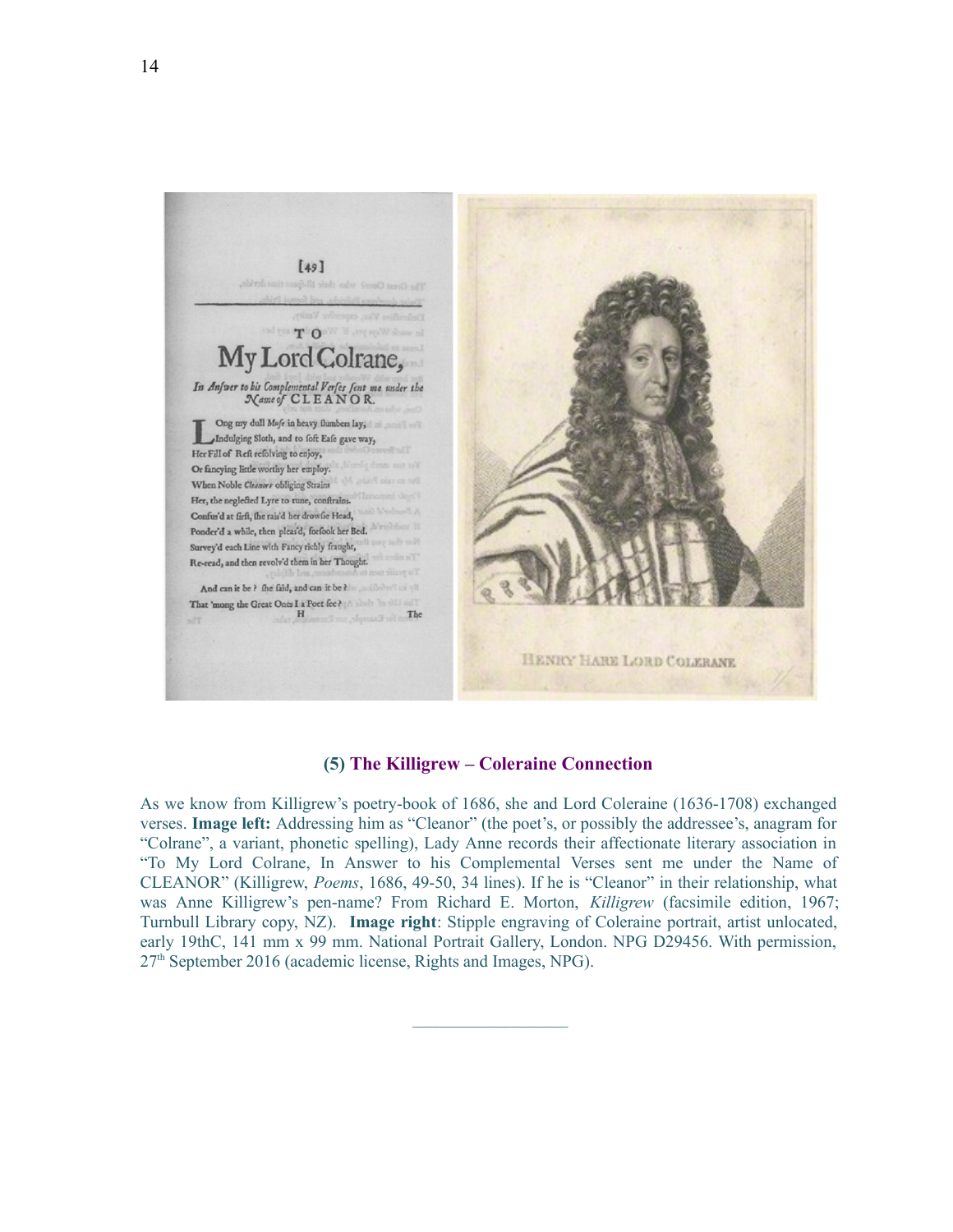[49]

TO

My Lord Colrane,

*In Answer to his Complemental Verses sent me under the Name of* CLEANOR.

Long my dull *Muse* in heavy slumbers lay,
Indulging Sloth, and to soft Ease gave way,
Her Fill of Rest resolving to enjoy,
Or fancying little worthy her employ.
When Noble *Cleanors* obliging Strains
Her, the neglected Lyre to tune, constrains.
Confus'd at first, she rais'd her drowsie Head,
Ponder'd a while, then pleas'd, forsook her Bed.
Survey'd each Line with Fancy richly fraught,
Re-read, and then revolv'd them in her Thought.

And can it be? she said, and can it be?
That 'mong the Great Ones I a Poet see?

H The

HENRY HARE LORD COLERANE

### (5) The Killigrew – Coleraine Connection

As we know from Killigrew's poetry-book of 1686, she and Lord Coleraine (1636-1708) exchanged verses. **Image left:** Addressing him as "Cleanor" (the poet's, or possibly the addressee's, anagram for "Colrane", a variant, phonetic spelling), Lady Anne records their affectionate literary association in "To My Lord Colrane, In Answer to his Complemental Verses sent me under the Name of CLEANOR" (Killigrew, *Poems*, 1686, 49-50, 34 lines). If he is "Cleanor" in their relationship, what was Anne Killigrew's pen-name? From Richard E. Morton, *Killigrew* (facsimile edition, 1967; Turnbull Library copy, NZ). **Image right**: Stipple engraving of Coleraine portrait, artist unlocated, early 19thC, 141 mm x 99 mm. National Portrait Gallery, London. NPG D29456. With permission, 27th September 2016 (academic license, Rights and Images, NPG).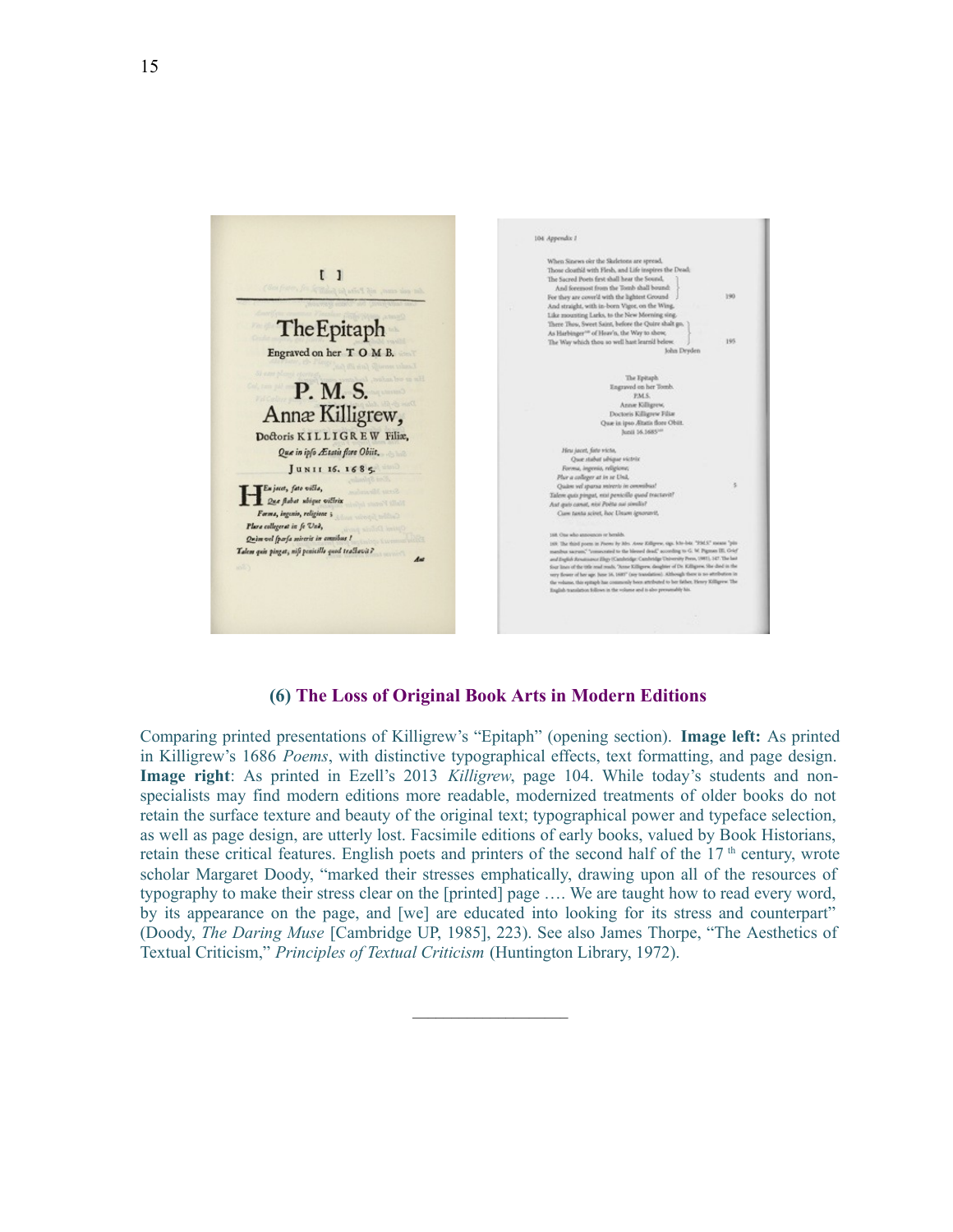## (6) The Loss of Original Book Arts in Modern Editions

Comparing printed presentations of Killigrew's "Epitaph" (opening section). **Image left:** As printed in Killigrew's 1686 *Poems*, with distinctive typographical effects, text formatting, and page design. **Image right**: As printed in Ezell's 2013 *Killigrew*, page 104. While today's students and non-specialists may find modern editions more readable, modernized treatments of older books do not retain the surface texture and beauty of the original text; typographical power and typeface selection, as well as page design, are utterly lost. Facsimile editions of early books, valued by Book Historians, retain these critical features. English poets and printers of the second half of the 17[th] century, wrote scholar Margaret Doody, "marked their stresses emphatically, drawing upon all of the resources of typography to make their stress clear on the [printed] page …. We are taught how to read every word, by its appearance on the page, and [we] are educated into looking for its stress and counterpart" (Doody, *The Daring Muse* [Cambridge UP, 1985], 223). See also James Thorpe, "The Aesthetics of Textual Criticism," *Principles of Textual Criticism* (Huntington Library, 1972).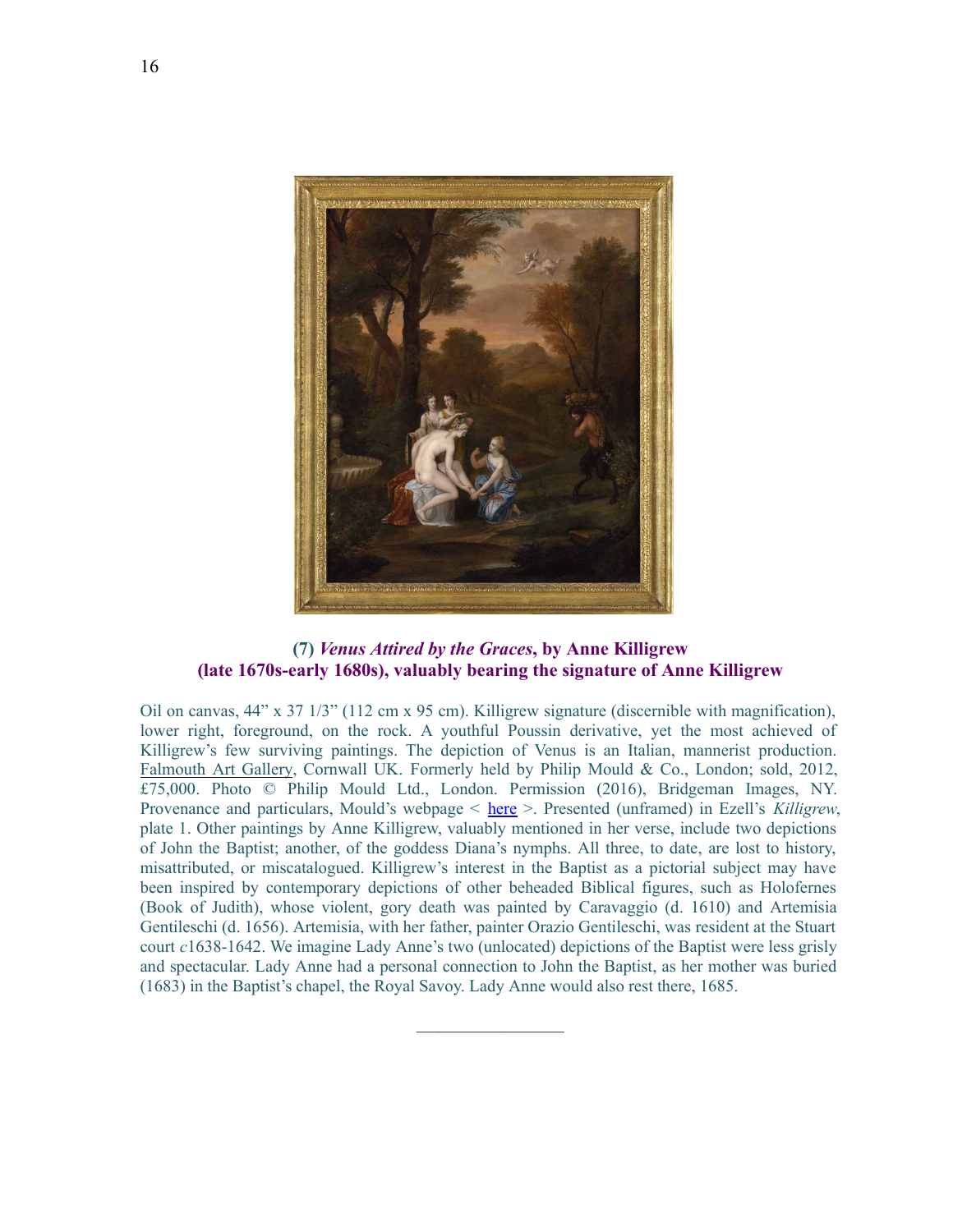**(7) *Venus Attired by the Graces*, by Anne Killigrew (late 1670s-early 1680s), valuably bearing the signature of Anne Killigrew**

Oil on canvas, 44" x 37 1/3" (112 cm x 95 cm). Killigrew signature (discernible with magnification), lower right, foreground, on the rock. A youthful Poussin derivative, yet the most achieved of Killigrew's few surviving paintings. The depiction of Venus is an Italian, mannerist production. Falmouth Art Gallery, Cornwall UK. Formerly held by Philip Mould & Co., London; sold, 2012, £75,000. Photo © Philip Mould Ltd., London. Permission (2016), Bridgeman Images, NY. Provenance and particulars, Mould's webpage < here >. Presented (unframed) in Ezell's *Killigrew*, plate 1. Other paintings by Anne Killigrew, valuably mentioned in her verse, include two depictions of John the Baptist; another, of the goddess Diana's nymphs. All three, to date, are lost to history, misattributed, or miscatalogued. Killigrew's interest in the Baptist as a pictorial subject may have been inspired by contemporary depictions of other beheaded Biblical figures, such as Holofernes (Book of Judith), whose violent, gory death was painted by Caravaggio (d. 1610) and Artemisia Gentileschi (d. 1656). Artemisia, with her father, painter Orazio Gentileschi, was resident at the Stuart court *c*1638-1642. We imagine Lady Anne's two (unlocated) depictions of the Baptist were less grisly and spectacular. Lady Anne had a personal connection to John the Baptist, as her mother was buried (1683) in the Baptist's chapel, the Royal Savoy. Lady Anne would also rest there, 1685.

---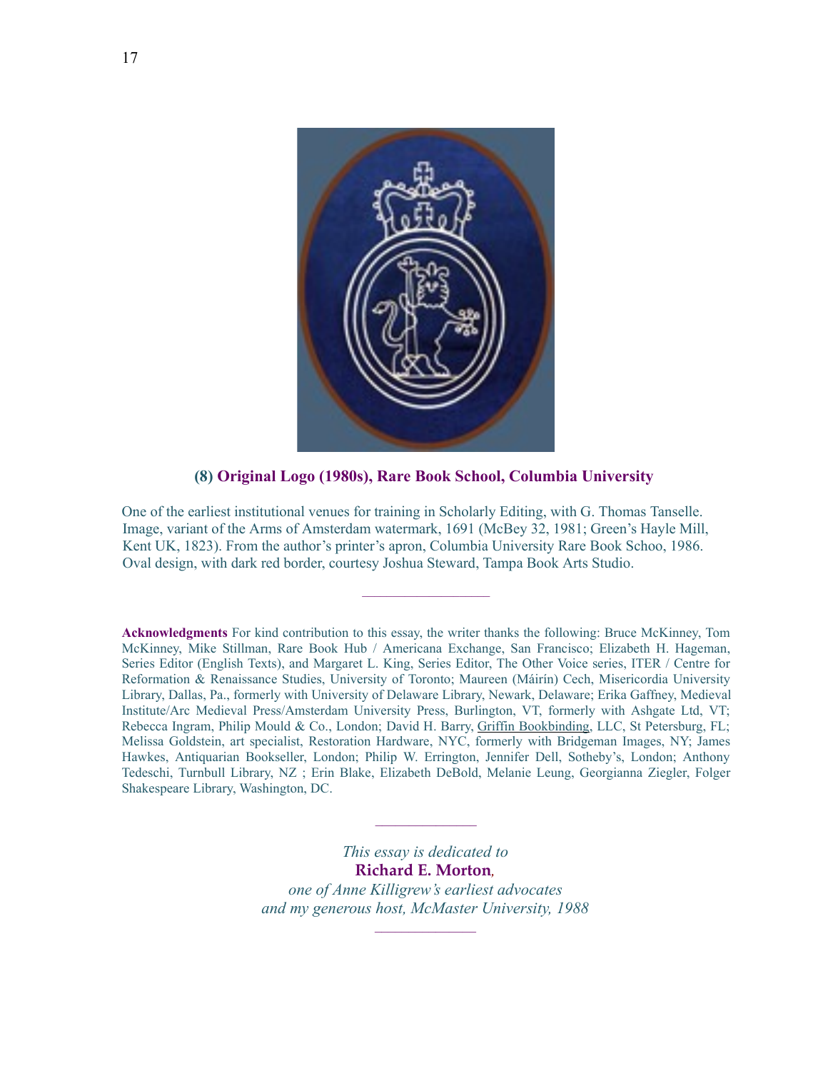**(8) Original Logo (1980s), Rare Book School, Columbia University**

One of the earliest institutional venues for training in Scholarly Editing, with G. Thomas Tanselle. Image, variant of the Arms of Amsterdam watermark, 1691 (McBey 32, 1981; Green's Hayle Mill, Kent UK, 1823). From the author's printer's apron, Columbia University Rare Book Schoo, 1986. Oval design, with dark red border, courtesy Joshua Steward, Tampa Book Arts Studio.

---

**Acknowledgments** For kind contribution to this essay, the writer thanks the following: Bruce McKinney, Tom McKinney, Mike Stillman, Rare Book Hub / Americana Exchange, San Francisco; Elizabeth H. Hageman, Series Editor (English Texts), and Margaret L. King, Series Editor, The Other Voice series, ITER / Centre for Reformation & Renaissance Studies, University of Toronto; Maureen (Máirín) Cech, Misericordia University Library, Dallas, Pa., formerly with University of Delaware Library, Newark, Delaware; Erika Gaffney, Medieval Institute/Arc Medieval Press/Amsterdam University Press, Burlington, VT, formerly with Ashgate Ltd, VT; Rebecca Ingram, Philip Mould & Co., London; David H. Barry, Griffin Bookbinding, LLC, St Petersburg, FL; Melissa Goldstein, art specialist, Restoration Hardware, NYC, formerly with Bridgeman Images, NY; James Hawkes, Antiquarian Bookseller, London; Philip W. Errington, Jennifer Dell, Sotheby's, London; Anthony Tedeschi, Turnbull Library, NZ ; Erin Blake, Elizabeth DeBold, Melanie Leung, Georgianna Ziegler, Folger Shakespeare Library, Washington, DC.

---

*This essay is dedicated to*
**Richard E. Morton***,*
*one of Anne Killigrew's earliest advocates*
*and my generous host, McMaster University, 1988*

---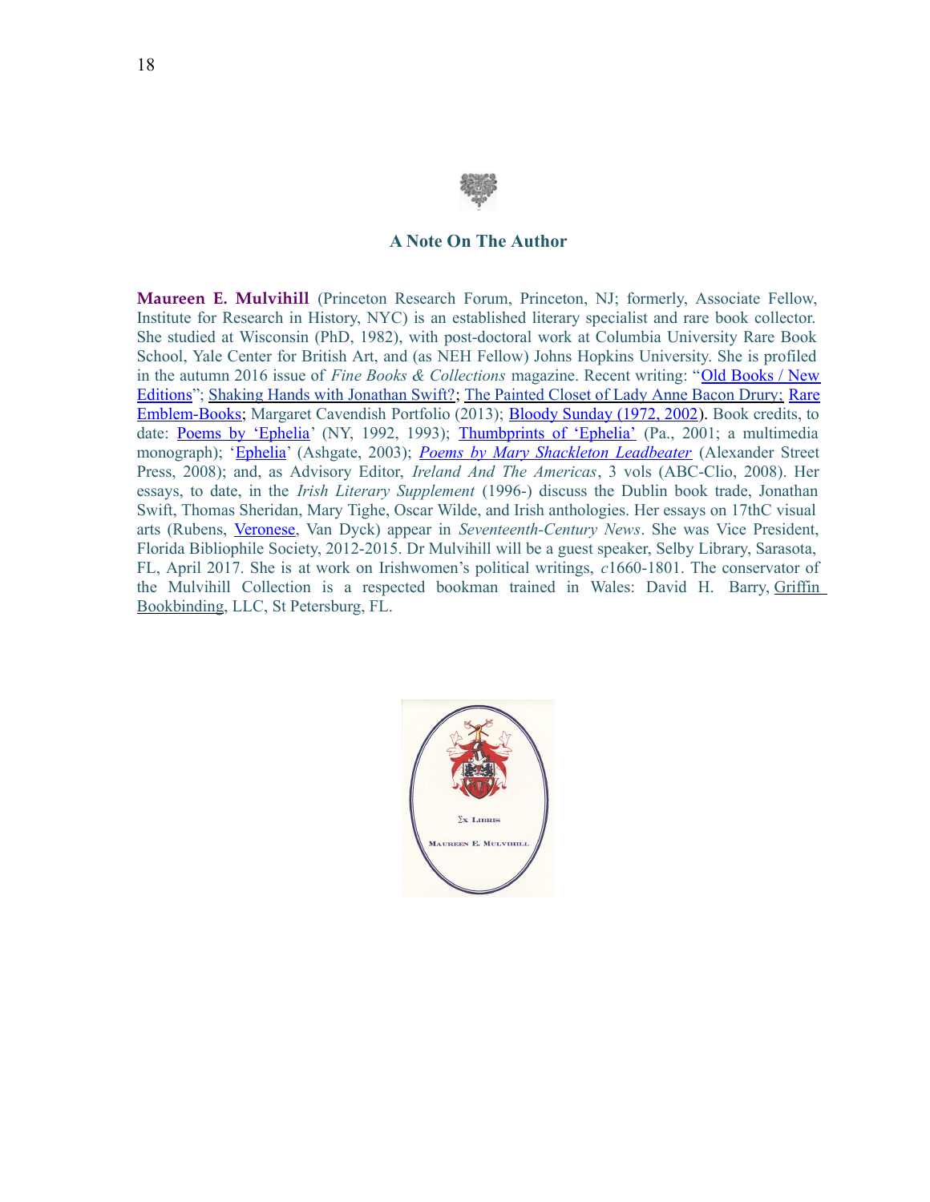## A Note On The Author

**Maureen E. Mulvihill** (Princeton Research Forum, Princeton, NJ; formerly, Associate Fellow, Institute for Research in History, NYC) is an established literary specialist and rare book collector. She studied at Wisconsin (PhD, 1982), with post-doctoral work at Columbia University Rare Book School, Yale Center for British Art, and (as NEH Fellow) Johns Hopkins University. She is profiled in the autumn 2016 issue of *Fine Books & Collections* magazine. Recent writing: "Old Books / New Editions"; Shaking Hands with Jonathan Swift?; The Painted Closet of Lady Anne Bacon Drury; Rare Emblem-Books; Margaret Cavendish Portfolio (2013); Bloody Sunday (1972, 2002). Book credits, to date: Poems by 'Ephelia' (NY, 1992, 1993); Thumbprints of 'Ephelia' (Pa., 2001; a multimedia monograph); 'Ephelia' (Ashgate, 2003); *Poems by Mary Shackleton Leadbeater* (Alexander Street Press, 2008); and, as Advisory Editor, *Ireland And The Americas*, 3 vols (ABC-Clio, 2008). Her essays, to date, in the *Irish Literary Supplement* (1996-) discuss the Dublin book trade, Jonathan Swift, Thomas Sheridan, Mary Tighe, Oscar Wilde, and Irish anthologies. Her essays on 17thC visual arts (Rubens, Veronese, Van Dyck) appear in *Seventeenth-Century News*. She was Vice President, Florida Bibliophile Society, 2012-2015. Dr Mulvihill will be a guest speaker, Selby Library, Sarasota, FL, April 2017. She is at work on Irishwomen's political writings, *c*1660-1801. The conservator of the Mulvihill Collection is a respected bookman trained in Wales: David H. Barry, Griffin Bookbinding, LLC, St Petersburg, FL.

Ex Libris

Maureen E. Mulvihill